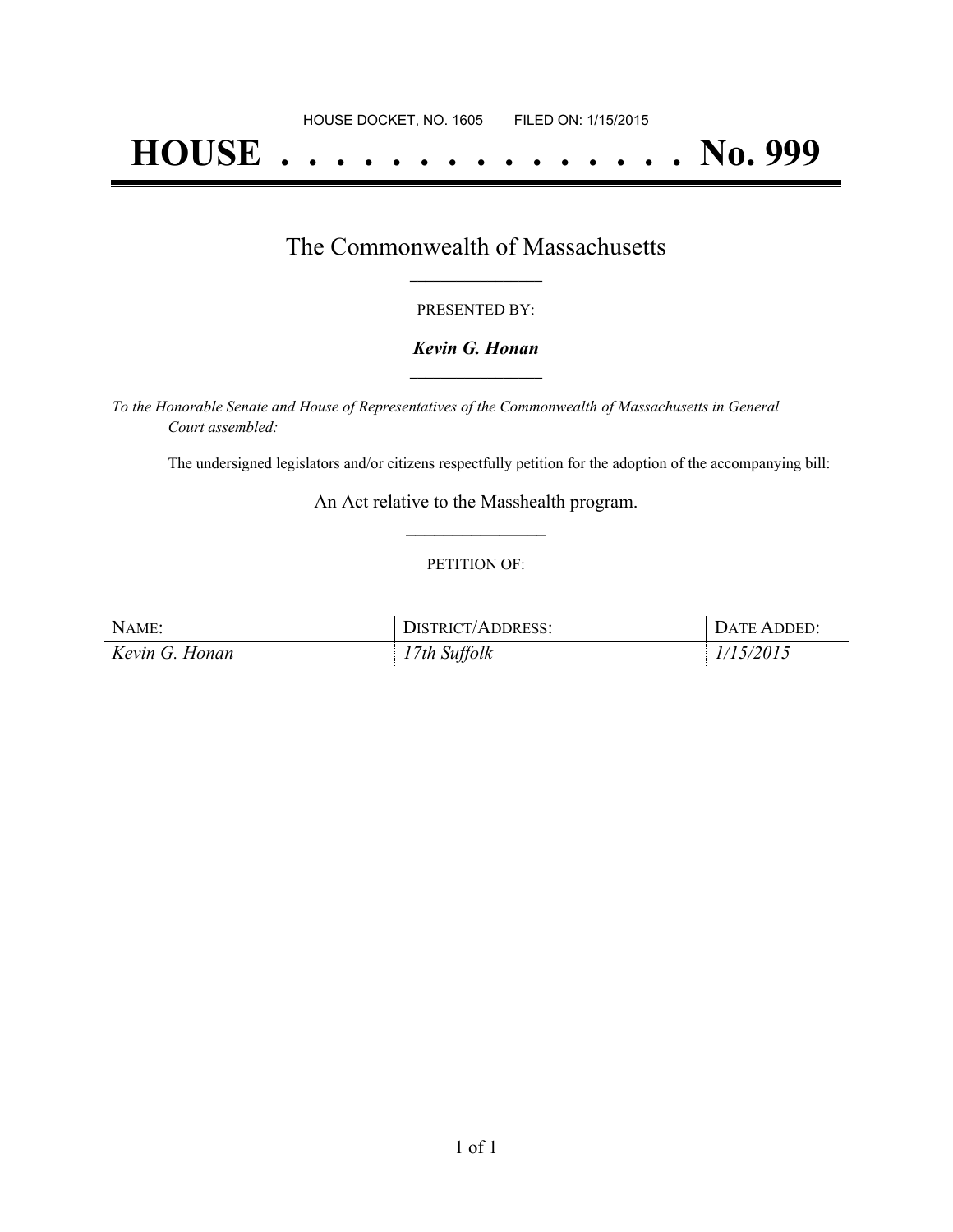HOUSE DOCKET, NO. 1605        FILED ON: 1/15/2015

# HOUSE . . . . . . . . . . . . . . . No. 999

## The Commonwealth of Massachusetts

PRESENTED BY:

***Kevin G. Honan***

*To the Honorable Senate and House of Representatives of the Commonwealth of Massachusetts in General Court assembled:*

The undersigned legislators and/or citizens respectfully petition for the adoption of the accompanying bill:

An Act relative to the Masshealth program.

PETITION OF:

| NAME: | DISTRICT/ADDRESS: | DATE ADDED: |
|---|---|---|
| *Kevin G. Honan* | *17th Suffolk* | *1/15/2015* |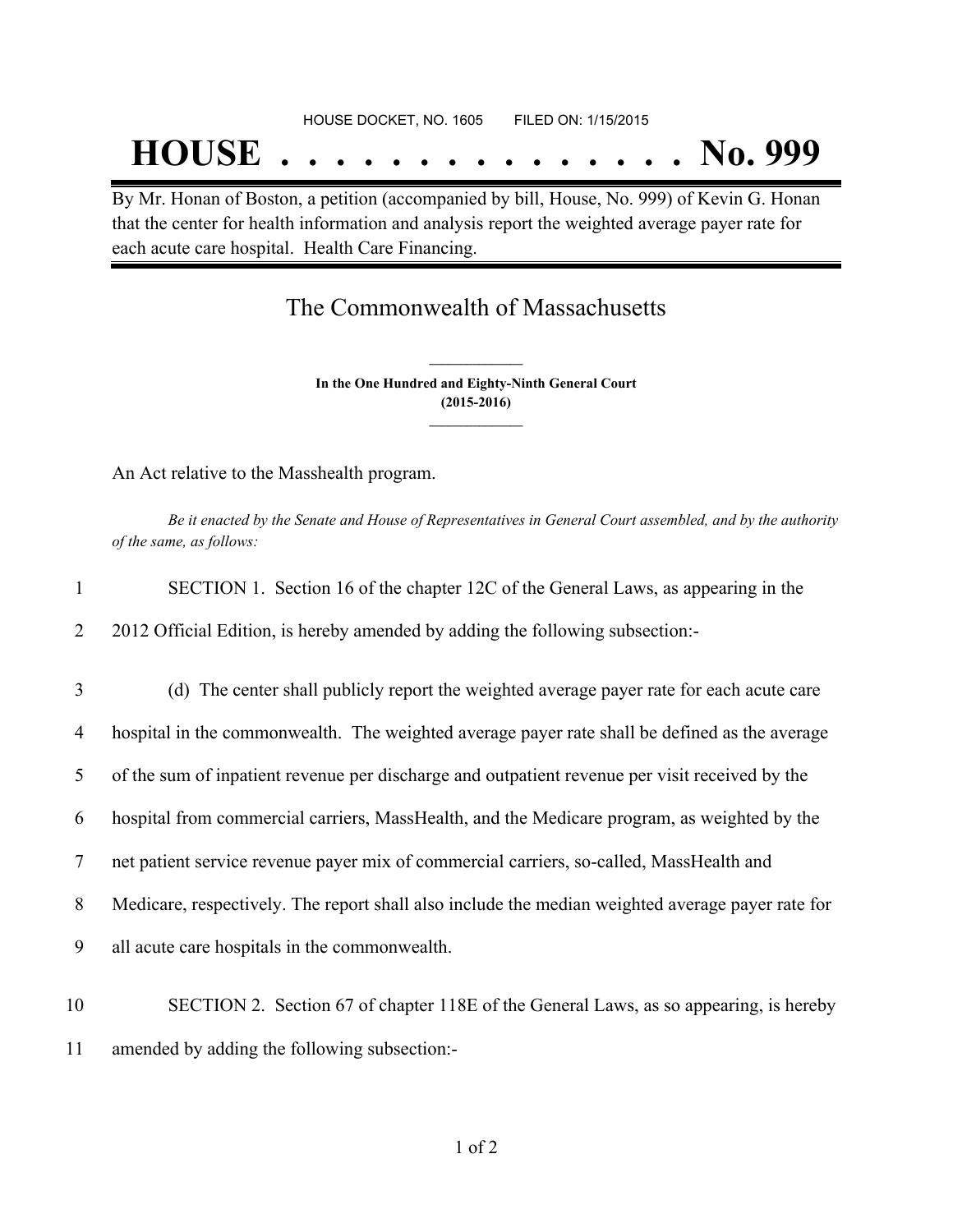HOUSE DOCKET, NO. 1605 FILED ON: 1/15/2015

# HOUSE . . . . . . . . . . . . . . . No. 999

By Mr. Honan of Boston, a petition (accompanied by bill, House, No. 999) of Kevin G. Honan that the center for health information and analysis report the weighted average payer rate for each acute care hospital. Health Care Financing.

## The Commonwealth of Massachusetts

**In the One Hundred and Eighty-Ninth General Court**
**(2015-2016)**

An Act relative to the Masshealth program.

*Be it enacted by the Senate and House of Representatives in General Court assembled, and by the authority of the same, as follows:*

1 SECTION 1. Section 16 of the chapter 12C of the General Laws, as appearing in the
2 2012 Official Edition, is hereby amended by adding the following subsection:-

3 (d) The center shall publicly report the weighted average payer rate for each acute care
4 hospital in the commonwealth. The weighted average payer rate shall be defined as the average
5 of the sum of inpatient revenue per discharge and outpatient revenue per visit received by the
6 hospital from commercial carriers, MassHealth, and the Medicare program, as weighted by the
7 net patient service revenue payer mix of commercial carriers, so-called, MassHealth and
8 Medicare, respectively. The report shall also include the median weighted average payer rate for
9 all acute care hospitals in the commonwealth.

10 SECTION 2. Section 67 of chapter 118E of the General Laws, as so appearing, is hereby
11 amended by adding the following subsection:-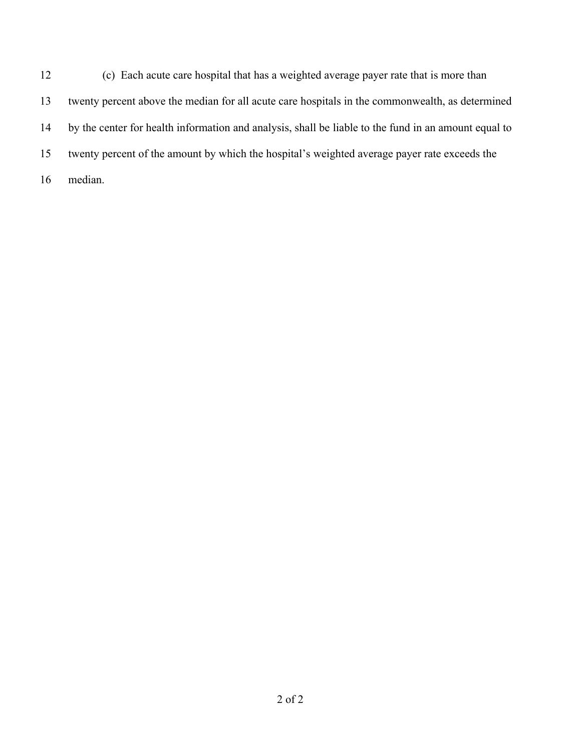(c) Each acute care hospital that has a weighted average payer rate that is more than twenty percent above the median for all acute care hospitals in the commonwealth, as determined by the center for health information and analysis, shall be liable to the fund in an amount equal to twenty percent of the amount by which the hospital's weighted average payer rate exceeds the median.